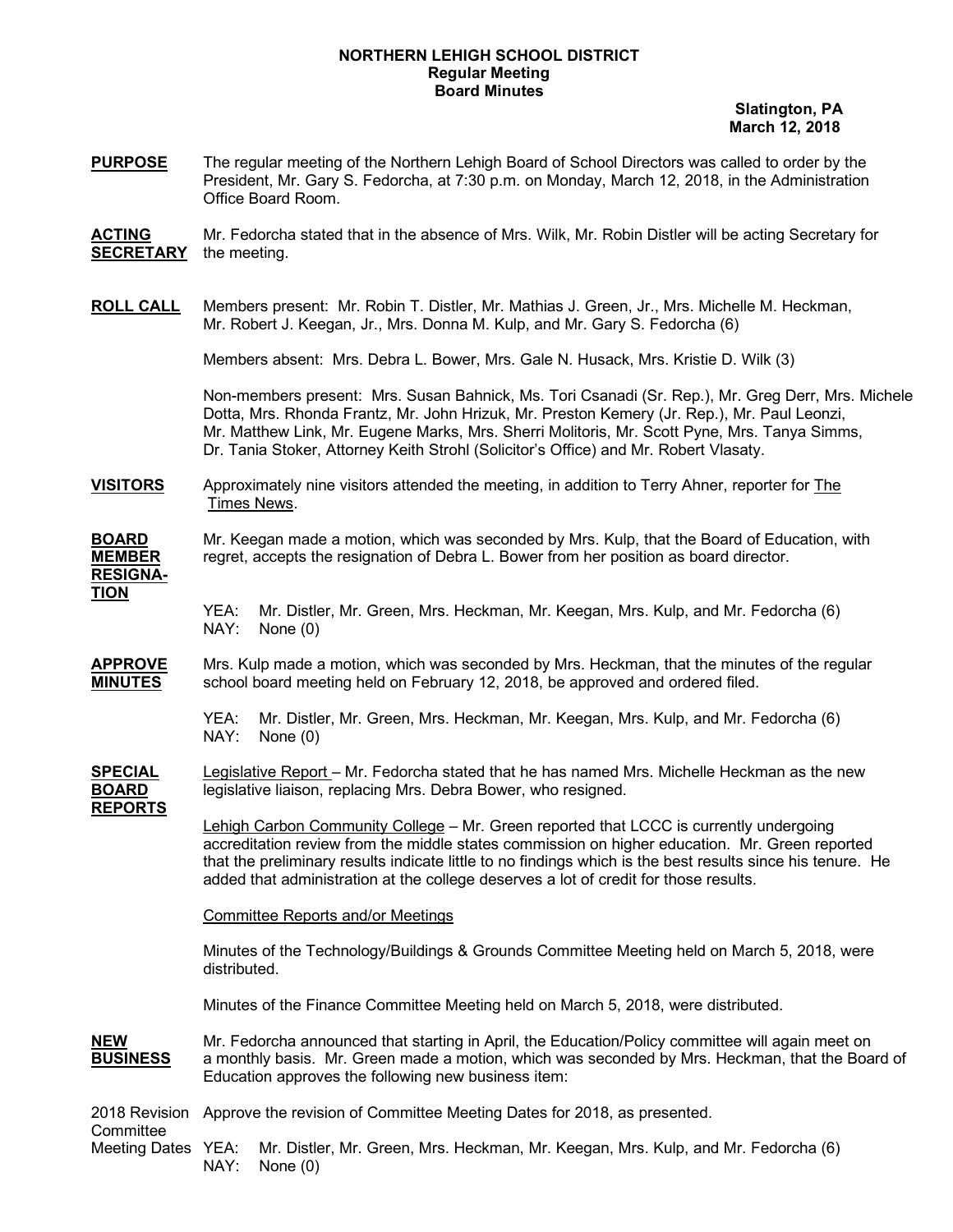# NORTHERN LEHIGH SCHOOL DISTRICT
## Regular Meeting
## Board Minutes

**Slatington, PA**
**March 12, 2018**

**PURPOSE** The regular meeting of the Northern Lehigh Board of School Directors was called to order by the President, Mr. Gary S. Fedorcha, at 7:30 p.m. on Monday, March 12, 2018, in the Administration Office Board Room.

**ACTING SECRETARY** Mr. Fedorcha stated that in the absence of Mrs. Wilk, Mr. Robin Distler will be acting Secretary for the meeting.

**ROLL CALL** Members present: Mr. Robin T. Distler, Mr. Mathias J. Green, Jr., Mrs. Michelle M. Heckman, Mr. Robert J. Keegan, Jr., Mrs. Donna M. Kulp, and Mr. Gary S. Fedorcha (6)

Members absent: Mrs. Debra L. Bower, Mrs. Gale N. Husack, Mrs. Kristie D. Wilk (3)

Non-members present: Mrs. Susan Bahnick, Ms. Tori Csanadi (Sr. Rep.), Mr. Greg Derr, Mrs. Michele Dotta, Mrs. Rhonda Frantz, Mr. John Hrizuk, Mr. Preston Kemery (Jr. Rep.), Mr. Paul Leonzi, Mr. Matthew Link, Mr. Eugene Marks, Mrs. Sherri Molitoris, Mr. Scott Pyne, Mrs. Tanya Simms, Dr. Tania Stoker, Attorney Keith Strohl (Solicitor's Office) and Mr. Robert Vlasaty.

**VISITORS** Approximately nine visitors attended the meeting, in addition to Terry Ahner, reporter for The Times News.

**BOARD MEMBER RESIGNATION** Mr. Keegan made a motion, which was seconded by Mrs. Kulp, that the Board of Education, with regret, accepts the resignation of Debra L. Bower from her position as board director.

YEA: Mr. Distler, Mr. Green, Mrs. Heckman, Mr. Keegan, Mrs. Kulp, and Mr. Fedorcha (6)
NAY: None (0)

**APPROVE MINUTES** Mrs. Kulp made a motion, which was seconded by Mrs. Heckman, that the minutes of the regular school board meeting held on February 12, 2018, be approved and ordered filed.

YEA: Mr. Distler, Mr. Green, Mrs. Heckman, Mr. Keegan, Mrs. Kulp, and Mr. Fedorcha (6)
NAY: None (0)

**SPECIAL BOARD REPORTS** Legislative Report – Mr. Fedorcha stated that he has named Mrs. Michelle Heckman as the new legislative liaison, replacing Mrs. Debra Bower, who resigned.

Lehigh Carbon Community College – Mr. Green reported that LCCC is currently undergoing accreditation review from the middle states commission on higher education. Mr. Green reported that the preliminary results indicate little to no findings which is the best results since his tenure. He added that administration at the college deserves a lot of credit for those results.

Committee Reports and/or Meetings

Minutes of the Technology/Buildings & Grounds Committee Meeting held on March 5, 2018, were distributed.

Minutes of the Finance Committee Meeting held on March 5, 2018, were distributed.

**NEW BUSINESS** Mr. Fedorcha announced that starting in April, the Education/Policy committee will again meet on a monthly basis. Mr. Green made a motion, which was seconded by Mrs. Heckman, that the Board of Education approves the following new business item:

2018 Revision Committee Meeting Dates Approve the revision of Committee Meeting Dates for 2018, as presented.

YEA: Mr. Distler, Mr. Green, Mrs. Heckman, Mr. Keegan, Mrs. Kulp, and Mr. Fedorcha (6)
NAY: None (0)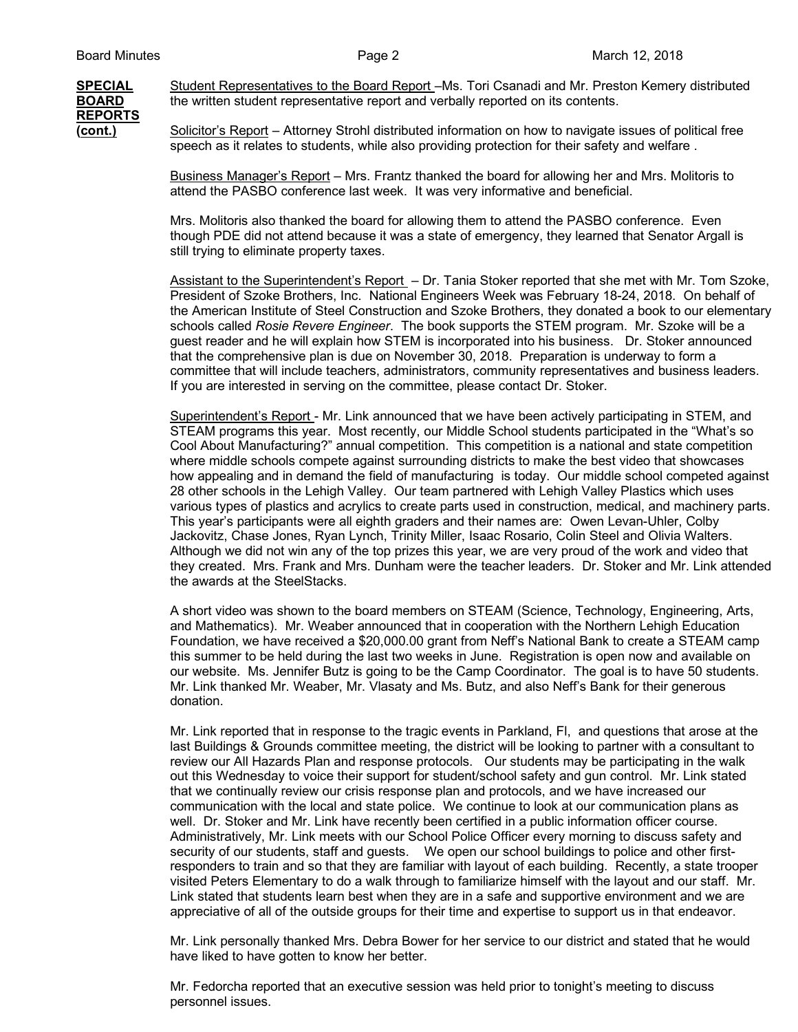**SPECIAL BOARD REPORTS (cont.)**

Student Representatives to the Board Report –Ms. Tori Csanadi and Mr. Preston Kemery distributed the written student representative report and verbally reported on its contents.

Solicitor's Report – Attorney Strohl distributed information on how to navigate issues of political free speech as it relates to students, while also providing protection for their safety and welfare .

Business Manager's Report – Mrs. Frantz thanked the board for allowing her and Mrs. Molitoris to attend the PASBO conference last week. It was very informative and beneficial.

Mrs. Molitoris also thanked the board for allowing them to attend the PASBO conference. Even though PDE did not attend because it was a state of emergency, they learned that Senator Argall is still trying to eliminate property taxes.

Assistant to the Superintendent's Report – Dr. Tania Stoker reported that she met with Mr. Tom Szoke, President of Szoke Brothers, Inc. National Engineers Week was February 18-24, 2018. On behalf of the American Institute of Steel Construction and Szoke Brothers, they donated a book to our elementary schools called *Rosie Revere Engineer*. The book supports the STEM program. Mr. Szoke will be a guest reader and he will explain how STEM is incorporated into his business. Dr. Stoker announced that the comprehensive plan is due on November 30, 2018. Preparation is underway to form a committee that will include teachers, administrators, community representatives and business leaders. If you are interested in serving on the committee, please contact Dr. Stoker.

Superintendent's Report - Mr. Link announced that we have been actively participating in STEM, and STEAM programs this year. Most recently, our Middle School students participated in the "What's so Cool About Manufacturing?" annual competition. This competition is a national and state competition where middle schools compete against surrounding districts to make the best video that showcases how appealing and in demand the field of manufacturing is today. Our middle school competed against 28 other schools in the Lehigh Valley. Our team partnered with Lehigh Valley Plastics which uses various types of plastics and acrylics to create parts used in construction, medical, and machinery parts. This year's participants were all eighth graders and their names are: Owen Levan-Uhler, Colby Jackovitz, Chase Jones, Ryan Lynch, Trinity Miller, Isaac Rosario, Colin Steel and Olivia Walters. Although we did not win any of the top prizes this year, we are very proud of the work and video that they created. Mrs. Frank and Mrs. Dunham were the teacher leaders. Dr. Stoker and Mr. Link attended the awards at the SteelStacks.

A short video was shown to the board members on STEAM (Science, Technology, Engineering, Arts, and Mathematics). Mr. Weaber announced that in cooperation with the Northern Lehigh Education Foundation, we have received a $20,000.00 grant from Neff's National Bank to create a STEAM camp this summer to be held during the last two weeks in June. Registration is open now and available on our website. Ms. Jennifer Butz is going to be the Camp Coordinator. The goal is to have 50 students. Mr. Link thanked Mr. Weaber, Mr. Vlasaty and Ms. Butz, and also Neff's Bank for their generous donation.

Mr. Link reported that in response to the tragic events in Parkland, Fl, and questions that arose at the last Buildings & Grounds committee meeting, the district will be looking to partner with a consultant to review our All Hazards Plan and response protocols. Our students may be participating in the walk out this Wednesday to voice their support for student/school safety and gun control. Mr. Link stated that we continually review our crisis response plan and protocols, and we have increased our communication with the local and state police. We continue to look at our communication plans as well. Dr. Stoker and Mr. Link have recently been certified in a public information officer course. Administratively, Mr. Link meets with our School Police Officer every morning to discuss safety and security of our students, staff and guests. We open our school buildings to police and other first-responders to train and so that they are familiar with layout of each building. Recently, a state trooper visited Peters Elementary to do a walk through to familiarize himself with the layout and our staff. Mr. Link stated that students learn best when they are in a safe and supportive environment and we are appreciative of all of the outside groups for their time and expertise to support us in that endeavor.

Mr. Link personally thanked Mrs. Debra Bower for her service to our district and stated that he would have liked to have gotten to know her better.

Mr. Fedorcha reported that an executive session was held prior to tonight's meeting to discuss personnel issues.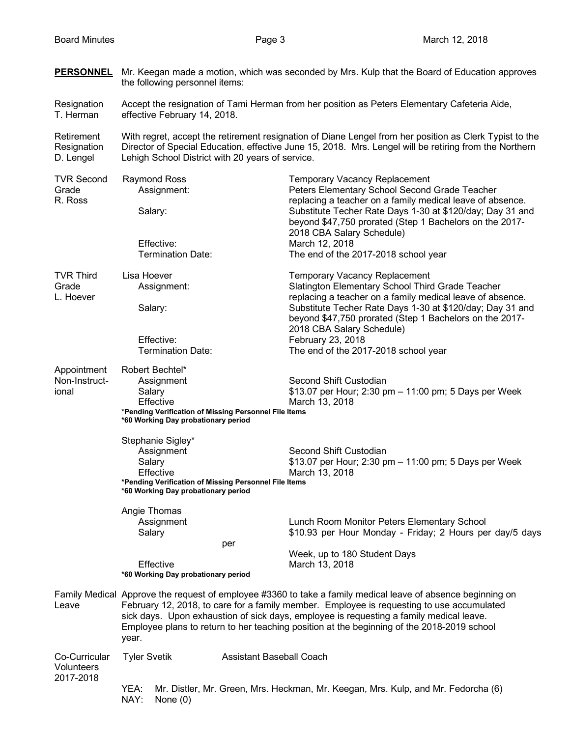**PERSONNEL** Mr. Keegan made a motion, which was seconded by Mrs. Kulp that the Board of Education approves the following personnel items:

**Resignation T. Herman**

Accept the resignation of Tami Herman from her position as Peters Elementary Cafeteria Aide, effective February 14, 2018.

**Retirement Resignation D. Lengel**

With regret, accept the retirement resignation of Diane Lengel from her position as Clerk Typist to the Director of Special Education, effective June 15, 2018. Mrs. Lengel will be retiring from the Northern Lehigh School District with 20 years of service.

**TVR Second Grade R. Ross**

Raymond Ross — Temporary Vacancy Replacement

- Assignment: Peters Elementary School Second Grade Teacher replacing a teacher on a family medical leave of absence.
- Salary: Substitute Techer Rate Days 1-30 at $120/day; Day 31 and beyond $47,750 prorated (Step 1 Bachelors on the 2017-2018 CBA Salary Schedule)
- Effective: March 12, 2018
- Termination Date: The end of the 2017-2018 school year

**TVR Third Grade L. Hoever**

Lisa Hoever — Temporary Vacancy Replacement

- Assignment: Slatington Elementary School Third Grade Teacher replacing a teacher on a family medical leave of absence.
- Salary: Substitute Techer Rate Days 1-30 at $120/day; Day 31 and beyond $47,750 prorated (Step 1 Bachelors on the 2017-2018 CBA Salary Schedule)
- Effective: February 23, 2018
- Termination Date: The end of the 2017-2018 school year

**Appointment Non-Instructional**

Robert Bechtel*

- Assignment: Second Shift Custodian
- Salary: $13.07 per Hour; 2:30 pm – 11:00 pm; 5 Days per Week
- Effective: March 13, 2018

**\*Pending Verification of Missing Personnel File Items**
**\*60 Working Day probationary period**

Stephanie Sigley*

- Assignment: Second Shift Custodian
- Salary: $13.07 per Hour; 2:30 pm – 11:00 pm; 5 Days per Week
- Effective: March 13, 2018

**\*Pending Verification of Missing Personnel File Items**
**\*60 Working Day probationary period**

Angie Thomas

- Assignment: Lunch Room Monitor Peters Elementary School
- Salary: $10.93 per Hour Monday - Friday; 2 Hours per day/5 days per Week, up to 180 Student Days
- Effective: March 13, 2018

**\*60 Working Day probationary period**

**Family Medical Leave**

Approve the request of employee #3360 to take a family medical leave of absence beginning on February 12, 2018, to care for a family member. Employee is requesting to use accumulated sick days. Upon exhaustion of sick days, employee is requesting a family medical leave. Employee plans to return to her teaching position at the beginning of the 2018-2019 school year.

**Co-Curricular Volunteers 2017-2018**

Tyler Svetik — Assistant Baseball Coach

YEA: Mr. Distler, Mr. Green, Mrs. Heckman, Mr. Keegan, Mrs. Kulp, and Mr. Fedorcha (6)
NAY: None (0)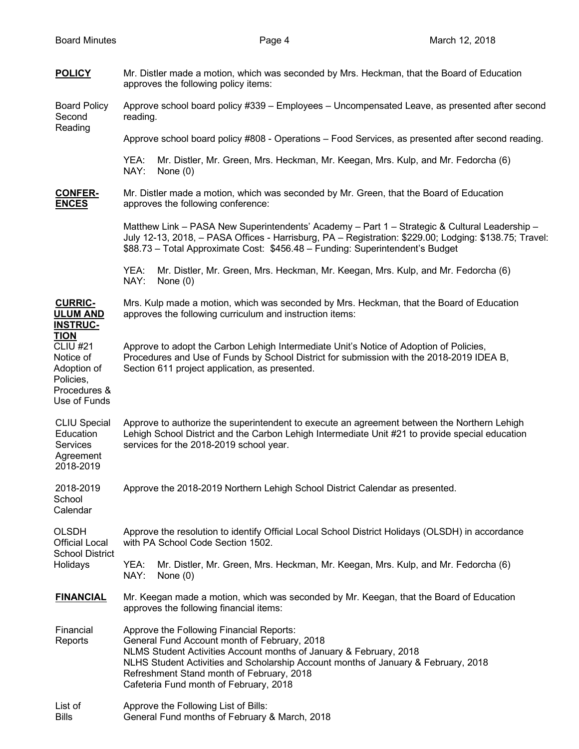**POLICY** Mr. Distler made a motion, which was seconded by Mrs. Heckman, that the Board of Education approves the following policy items:

Board Policy Second Reading

Approve school board policy #339 – Employees – Uncompensated Leave, as presented after second reading.

Approve school board policy #808 - Operations – Food Services, as presented after second reading.

YEA: Mr. Distler, Mr. Green, Mrs. Heckman, Mr. Keegan, Mrs. Kulp, and Mr. Fedorcha (6)
NAY: None (0)

**CONFERENCES** Mr. Distler made a motion, which was seconded by Mr. Green, that the Board of Education approves the following conference:

Matthew Link – PASA New Superintendents' Academy – Part 1 – Strategic & Cultural Leadership – July 12-13, 2018, – PASA Offices - Harrisburg, PA – Registration: $229.00; Lodging: $138.75; Travel: $88.73 – Total Approximate Cost: $456.48 – Funding: Superintendent's Budget

YEA: Mr. Distler, Mr. Green, Mrs. Heckman, Mr. Keegan, Mrs. Kulp, and Mr. Fedorcha (6)
NAY: None (0)

**CURRICULUM AND INSTRUCTION** Mrs. Kulp made a motion, which was seconded by Mrs. Heckman, that the Board of Education approves the following curriculum and instruction items:

CLIU #21 Notice of Adoption of Policies, Procedures & Use of Funds

Approve to adopt the Carbon Lehigh Intermediate Unit's Notice of Adoption of Policies, Procedures and Use of Funds by School District for submission with the 2018-2019 IDEA B, Section 611 project application, as presented.

CLIU Special Education Services Agreement 2018-2019

Approve to authorize the superintendent to execute an agreement between the Northern Lehigh Lehigh School District and the Carbon Lehigh Intermediate Unit #21 to provide special education services for the 2018-2019 school year.

2018-2019 School Calendar

Approve the 2018-2019 Northern Lehigh School District Calendar as presented.

OLSDH Official Local School District Holidays

Approve the resolution to identify Official Local School District Holidays (OLSDH) in accordance with PA School Code Section 1502.

YEA: Mr. Distler, Mr. Green, Mrs. Heckman, Mr. Keegan, Mrs. Kulp, and Mr. Fedorcha (6)
NAY: None (0)

**FINANCIAL** Mr. Keegan made a motion, which was seconded by Mr. Keegan, that the Board of Education approves the following financial items:

Financial Reports

Approve the Following Financial Reports:
General Fund Account month of February, 2018
NLMS Student Activities Account months of January & February, 2018
NLHS Student Activities and Scholarship Account months of January & February, 2018
Refreshment Stand month of February, 2018
Cafeteria Fund month of February, 2018

List of Bills

Approve the Following List of Bills:
General Fund months of February & March, 2018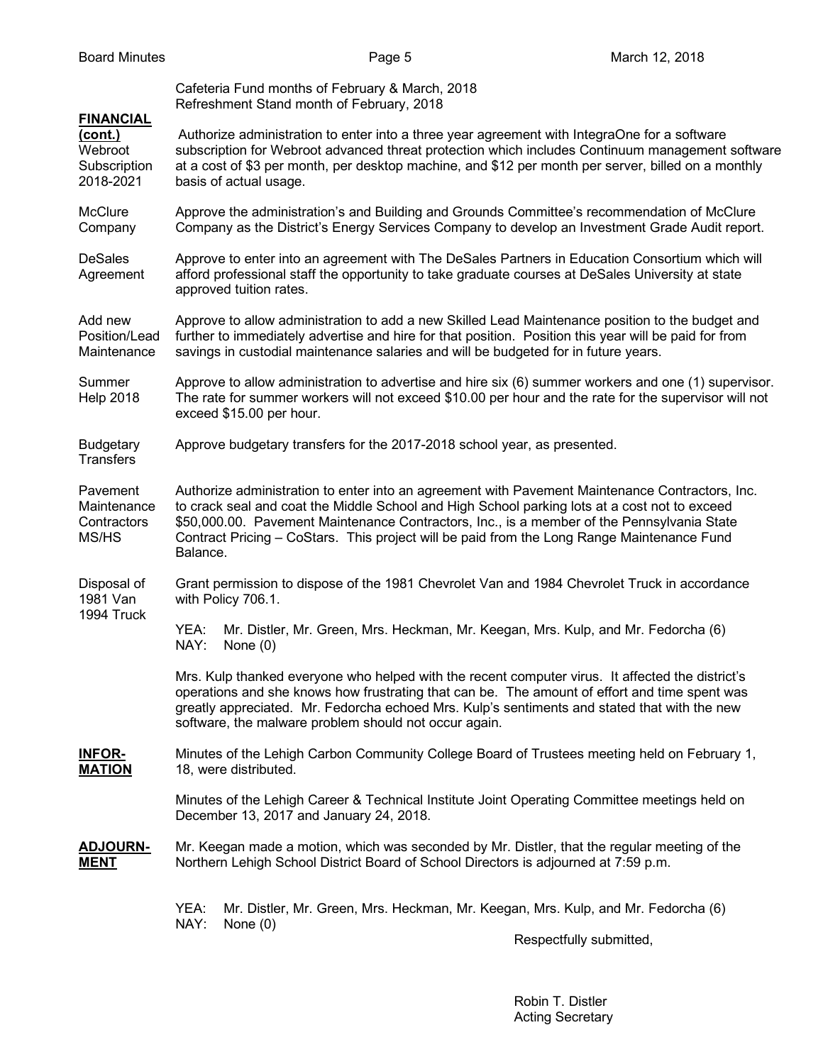Cafeteria Fund months of February & March, 2018
Refreshment Stand month of February, 2018

**FINANCIAL (cont.)**

Webroot Subscription 2018-2021 — Authorize administration to enter into a three year agreement with IntegraOne for a software subscription for Webroot advanced threat protection which includes Continuum management software at a cost of $3 per month, per desktop machine, and $12 per month per server, billed on a monthly basis of actual usage.

McClure Company — Approve the administration's and Building and Grounds Committee's recommendation of McClure Company as the District's Energy Services Company to develop an Investment Grade Audit report.

DeSales Agreement — Approve to enter into an agreement with The DeSales Partners in Education Consortium which will afford professional staff the opportunity to take graduate courses at DeSales University at state approved tuition rates.

Add new Position/Lead Maintenance — Approve to allow administration to add a new Skilled Lead Maintenance position to the budget and further to immediately advertise and hire for that position. Position this year will be paid for from savings in custodial maintenance salaries and will be budgeted for in future years.

Summer Help 2018 — Approve to allow administration to advertise and hire six (6) summer workers and one (1) supervisor. The rate for summer workers will not exceed $10.00 per hour and the rate for the supervisor will not exceed $15.00 per hour.

Budgetary Transfers — Approve budgetary transfers for the 2017-2018 school year, as presented.

Pavement Maintenance Contractors MS/HS — Authorize administration to enter into an agreement with Pavement Maintenance Contractors, Inc. to crack seal and coat the Middle School and High School parking lots at a cost not to exceed $50,000.00. Pavement Maintenance Contractors, Inc., is a member of the Pennsylvania State Contract Pricing – CoStars. This project will be paid from the Long Range Maintenance Fund Balance.

Disposal of 1981 Van 1994 Truck — Grant permission to dispose of the 1981 Chevrolet Van and 1984 Chevrolet Truck in accordance with Policy 706.1.

YEA: Mr. Distler, Mr. Green, Mrs. Heckman, Mr. Keegan, Mrs. Kulp, and Mr. Fedorcha (6)
NAY: None (0)

Mrs. Kulp thanked everyone who helped with the recent computer virus. It affected the district's operations and she knows how frustrating that can be. The amount of effort and time spent was greatly appreciated. Mr. Fedorcha echoed Mrs. Kulp's sentiments and stated that with the new software, the malware problem should not occur again.

**INFORMATION**

Minutes of the Lehigh Carbon Community College Board of Trustees meeting held on February 1, 18, were distributed.

Minutes of the Lehigh Career & Technical Institute Joint Operating Committee meetings held on December 13, 2017 and January 24, 2018.

**ADJOURNMENT**

Mr. Keegan made a motion, which was seconded by Mr. Distler, that the regular meeting of the Northern Lehigh School District Board of School Directors is adjourned at 7:59 p.m.

YEA: Mr. Distler, Mr. Green, Mrs. Heckman, Mr. Keegan, Mrs. Kulp, and Mr. Fedorcha (6)
NAY: None (0)

Respectfully submitted,

Robin T. Distler
Acting Secretary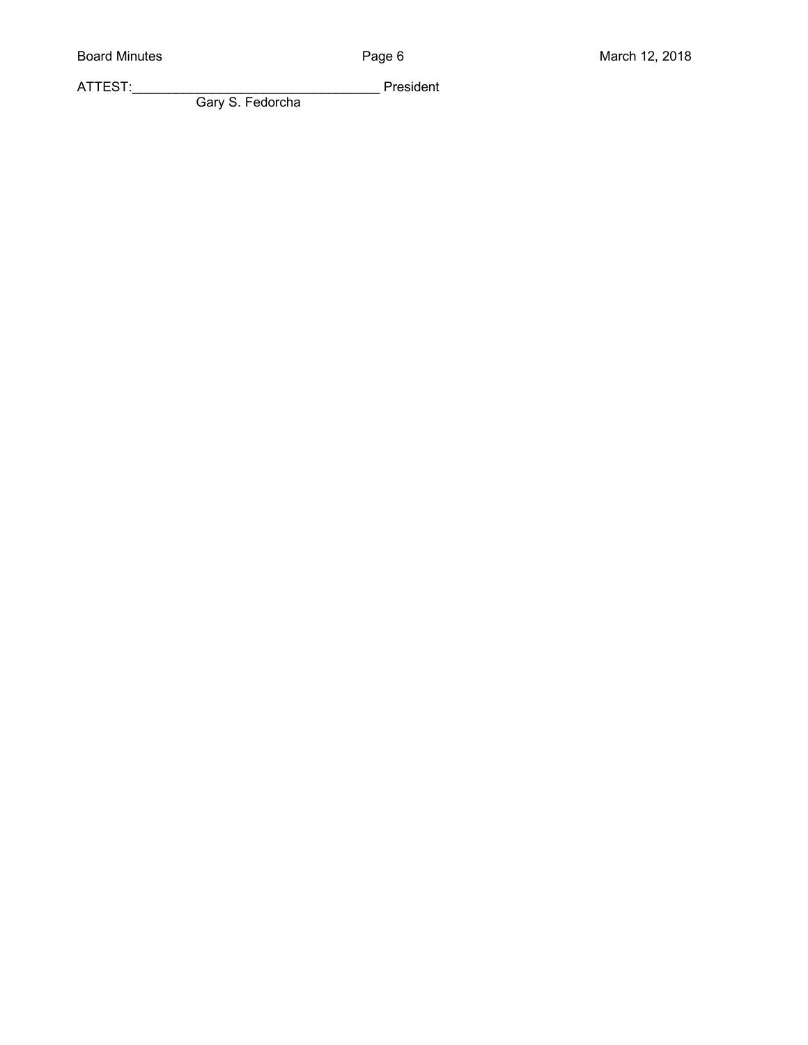ATTEST:__________________________________ President
Gary S. Fedorcha